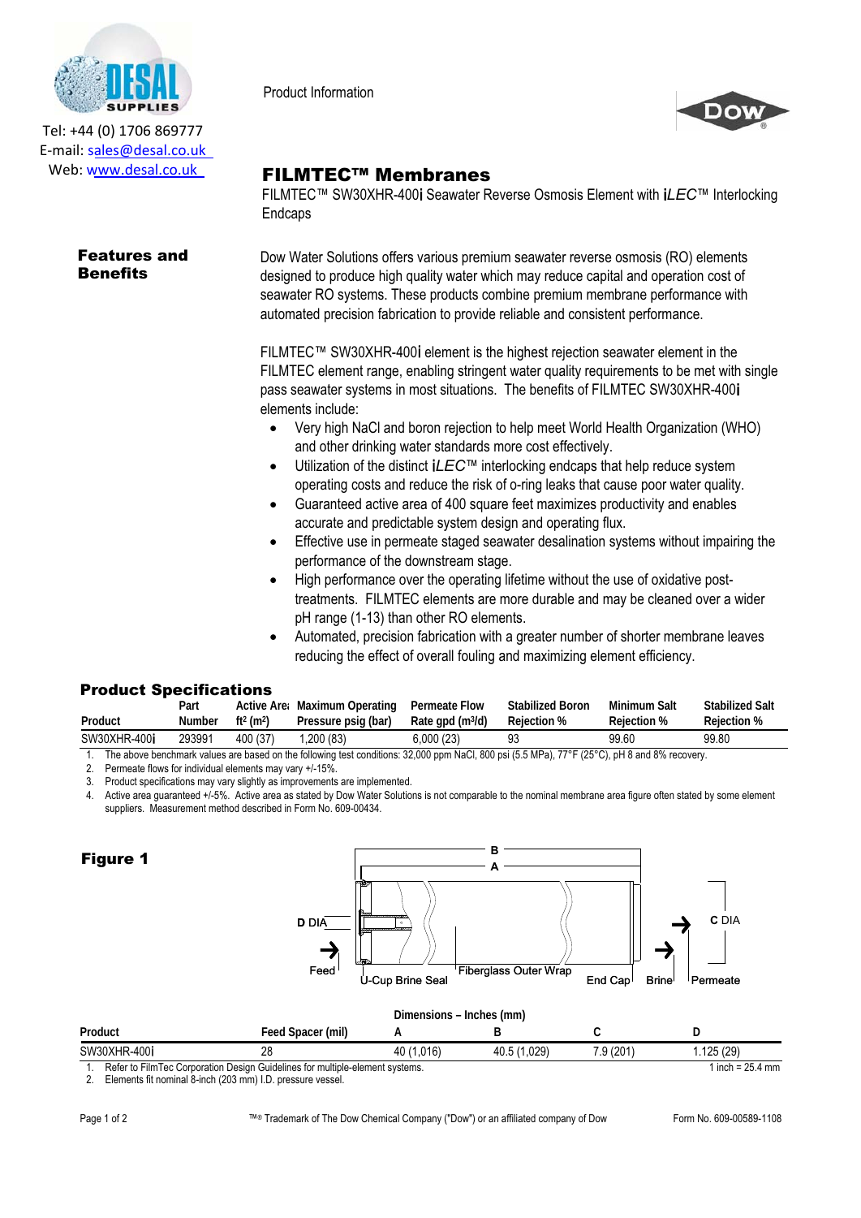Tel: +44 (0) 1706 869777
E-mail: sales@desal.co.uk
Web: www.desal.co.uk

Product Information

# FILMTEC™ Membranes

FILMTEC™ SW30XHR-400i Seawater Reverse Osmosis Element with iLEC™ Interlocking Endcaps

## Features and Benefits

Dow Water Solutions offers various premium seawater reverse osmosis (RO) elements designed to produce high quality water which may reduce capital and operation cost of seawater RO systems. These products combine premium membrane performance with automated precision fabrication to provide reliable and consistent performance.

FILMTEC™ SW30XHR-400i element is the highest rejection seawater element in the FILMTEC element range, enabling stringent water quality requirements to be met with single pass seawater systems in most situations. The benefits of FILMTEC SW30XHR-400i elements include:

- Very high NaCl and boron rejection to help meet World Health Organization (WHO) and other drinking water standards more cost effectively.
- Utilization of the distinct iLEC™ interlocking endcaps that help reduce system operating costs and reduce the risk of o-ring leaks that cause poor water quality.
- Guaranteed active area of 400 square feet maximizes productivity and enables accurate and predictable system design and operating flux.
- Effective use in permeate staged seawater desalination systems without impairing the performance of the downstream stage.
- High performance over the operating lifetime without the use of oxidative post-treatments. FILMTEC elements are more durable and may be cleaned over a wider pH range (1-13) than other RO elements.
- Automated, precision fabrication with a greater number of shorter membrane leaves reducing the effect of overall fouling and maximizing element efficiency.

## Product Specifications

| Product | Part Number | Active Area ft² (m²) | Maximum Operating Pressure psig (bar) | Permeate Flow Rate gpd (m³/d) | Stabilized Boron Rejection % | Minimum Salt Rejection % | Stabilized Salt Rejection % |
|---|---|---|---|---|---|---|---|
| SW30XHR-400i | 293991 | 400 (37) | 1,200 (83) | 6,000 (23) | 93 | 99.60 | 99.80 |

1. The above benchmark values are based on the following test conditions: 32,000 ppm NaCl, 800 psi (5.5 MPa), 77°F (25°C), pH 8 and 8% recovery.
2. Permeate flows for individual elements may vary +/-15%.
3. Product specifications may vary slightly as improvements are implemented.
4. Active area guaranteed +/-5%. Active area as stated by Dow Water Solutions is not comparable to the nominal membrane area figure often stated by some element suppliers. Measurement method described in Form No. 609-00434.

## Figure 1

B
A
D DIA
C DIA
Feed
U-Cup Brine Seal
Fiberglass Outer Wrap
End Cap
Brine
Permeate

| Product | Feed Spacer (mil) | Dimensions – Inches (mm) A | B | C | D |
|---|---|---|---|---|---|
| SW30XHR-400i | 28 | 40 (1,016) | 40.5 (1,029) | 7.9 (201) | 1.125 (29) |

1. Refer to FilmTec Corporation Design Guidelines for multiple-element systems.
2. Elements fit nominal 8-inch (203 mm) I.D. pressure vessel.

1 inch = 25.4 mm

™® Trademark of The Dow Chemical Company ("Dow") or an affiliated company of Dow

Form No. 609-00589-1108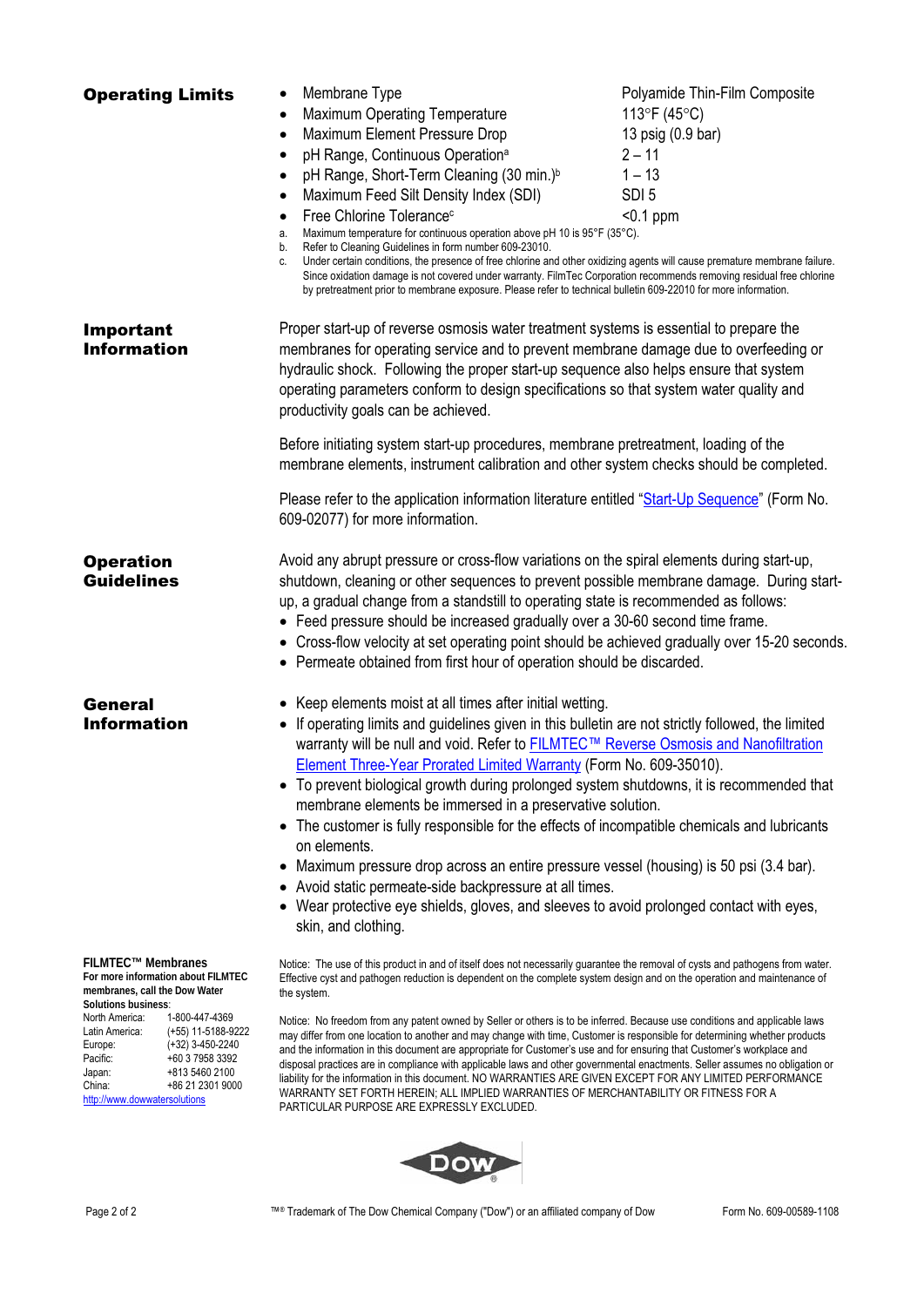## Operating Limits

- Membrane Type — Polyamide Thin-Film Composite
- Maximum Operating Temperature — 113°F (45°C)
- Maximum Element Pressure Drop — 13 psig (0.9 bar)
- pH Range, Continuous Operation[a] — 2 – 11
- pH Range, Short-Term Cleaning (30 min.)[b] — 1 – 13
- Maximum Feed Silt Density Index (SDI) — SDI 5
- Free Chlorine Tolerance[c] — <0.1 ppm

a. Maximum temperature for continuous operation above pH 10 is 95°F (35°C).
b. Refer to Cleaning Guidelines in form number 609-23010.
c. Under certain conditions, the presence of free chlorine and other oxidizing agents will cause premature membrane failure. Since oxidation damage is not covered under warranty, FilmTec Corporation recommends removing residual free chlorine by pretreatment prior to membrane exposure. Please refer to technical bulletin 609-22010 for more information.

## Important Information

Proper start-up of reverse osmosis water treatment systems is essential to prepare the membranes for operating service and to prevent membrane damage due to overfeeding or hydraulic shock. Following the proper start-up sequence also helps ensure that system operating parameters conform to design specifications so that system water quality and productivity goals can be achieved.

Before initiating system start-up procedures, membrane pretreatment, loading of the membrane elements, instrument calibration and other system checks should be completed.

Please refer to the application information literature entitled "Start-Up Sequence" (Form No. 609-02077) for more information.

## Operation Guidelines

Avoid any abrupt pressure or cross-flow variations on the spiral elements during start-up, shutdown, cleaning or other sequences to prevent possible membrane damage. During start-up, a gradual change from a standstill to operating state is recommended as follows:

- Feed pressure should be increased gradually over a 30-60 second time frame.
- Cross-flow velocity at set operating point should be achieved gradually over 15-20 seconds.
- Permeate obtained from first hour of operation should be discarded.

## General Information

- Keep elements moist at all times after initial wetting.
- If operating limits and guidelines given in this bulletin are not strictly followed, the limited warranty will be null and void. Refer to FILMTEC™ Reverse Osmosis and Nanofiltration Element Three-Year Prorated Limited Warranty (Form No. 609-35010).
- To prevent biological growth during prolonged system shutdowns, it is recommended that membrane elements be immersed in a preservative solution.
- The customer is fully responsible for the effects of incompatible chemicals and lubricants on elements.
- Maximum pressure drop across an entire pressure vessel (housing) is 50 psi (3.4 bar).
- Avoid static permeate-side backpressure at all times.
- Wear protective eye shields, gloves, and sleeves to avoid prolonged contact with eyes, skin, and clothing.

**FILMTEC™ Membranes**
**For more information about FILMTEC membranes, call the Dow Water Solutions business:**

| | |
|---|---|
| North America: | 1-800-447-4369 |
| Latin America: | (+55) 11-5188-9222 |
| Europe: | (+32) 3-450-2240 |
| Pacific: | +60 3 7958 3392 |
| Japan: | +813 5460 2100 |
| China: | +86 21 2301 9000 |

http://www.dowwatersolutions

Notice: The use of this product in and of itself does not necessarily guarantee the removal of cysts and pathogens from water. Effective cyst and pathogen reduction is dependent on the complete system design and on the operation and maintenance of the system.

Notice: No freedom from any patent owned by Seller or others is to be inferred. Because use conditions and applicable laws may differ from one location to another and may change with time, Customer is responsible for determining whether products and the information in this document are appropriate for Customer's use and for ensuring that Customer's workplace and disposal practices are in compliance with applicable laws and other governmental enactments. Seller assumes no obligation or liability for the information in this document. NO WARRANTIES ARE GIVEN EXCEPT FOR ANY LIMITED PERFORMANCE WARRANTY SET FORTH HEREIN; ALL IMPLIED WARRANTIES OF MERCHANTABILITY OR FITNESS FOR A PARTICULAR PURPOSE ARE EXPRESSLY EXCLUDED.

DOW

™® Trademark of The Dow Chemical Company ("Dow") or an affiliated company of Dow

Form No. 609-00589-1108